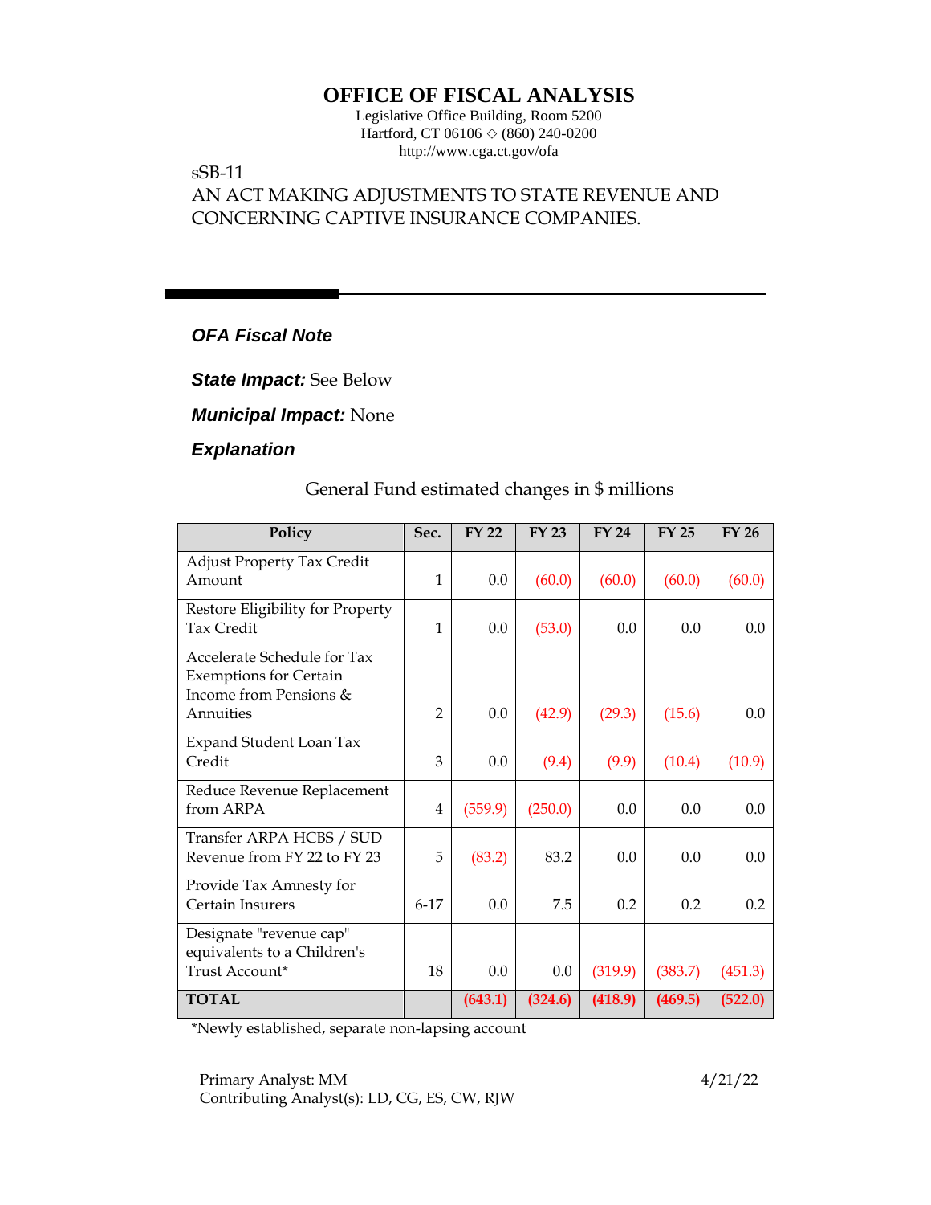# OFFICE OF FISCAL ANALYSIS

Legislative Office Building, Room 5200
Hartford, CT 06106 ◇ (860) 240-0200
http://www.cga.ct.gov/ofa

sSB-11
AN ACT MAKING ADJUSTMENTS TO STATE REVENUE AND CONCERNING CAPTIVE INSURANCE COMPANIES.

## *OFA Fiscal Note*

***State Impact:*** See Below

***Municipal Impact:*** None

### *Explanation*

General Fund estimated changes in $ millions

| Policy | Sec. | FY 22 | FY 23 | FY 24 | FY 25 | FY 26 |
|---|---|---|---|---|---|---|
| Adjust Property Tax Credit Amount | 1 | 0.0 | (60.0) | (60.0) | (60.0) | (60.0) |
| Restore Eligibility for Property Tax Credit | 1 | 0.0 | (53.0) | 0.0 | 0.0 | 0.0 |
| Accelerate Schedule for Tax Exemptions for Certain Income from Pensions & Annuities | 2 | 0.0 | (42.9) | (29.3) | (15.6) | 0.0 |
| Expand Student Loan Tax Credit | 3 | 0.0 | (9.4) | (9.9) | (10.4) | (10.9) |
| Reduce Revenue Replacement from ARPA | 4 | (559.9) | (250.0) | 0.0 | 0.0 | 0.0 |
| Transfer ARPA HCBS / SUD Revenue from FY 22 to FY 23 | 5 | (83.2) | 83.2 | 0.0 | 0.0 | 0.0 |
| Provide Tax Amnesty for Certain Insurers | 6-17 | 0.0 | 7.5 | 0.2 | 0.2 | 0.2 |
| Designate "revenue cap" equivalents to a Children's Trust Account* | 18 | 0.0 | 0.0 | (319.9) | (383.7) | (451.3) |
| **TOTAL** | | **(643.1)** | **(324.6)** | **(418.9)** | **(469.5)** | **(522.0)** |

*Newly established, separate non-lapsing account

Primary Analyst: MM
Contributing Analyst(s): LD, CG, ES, CW, RJW

4/21/22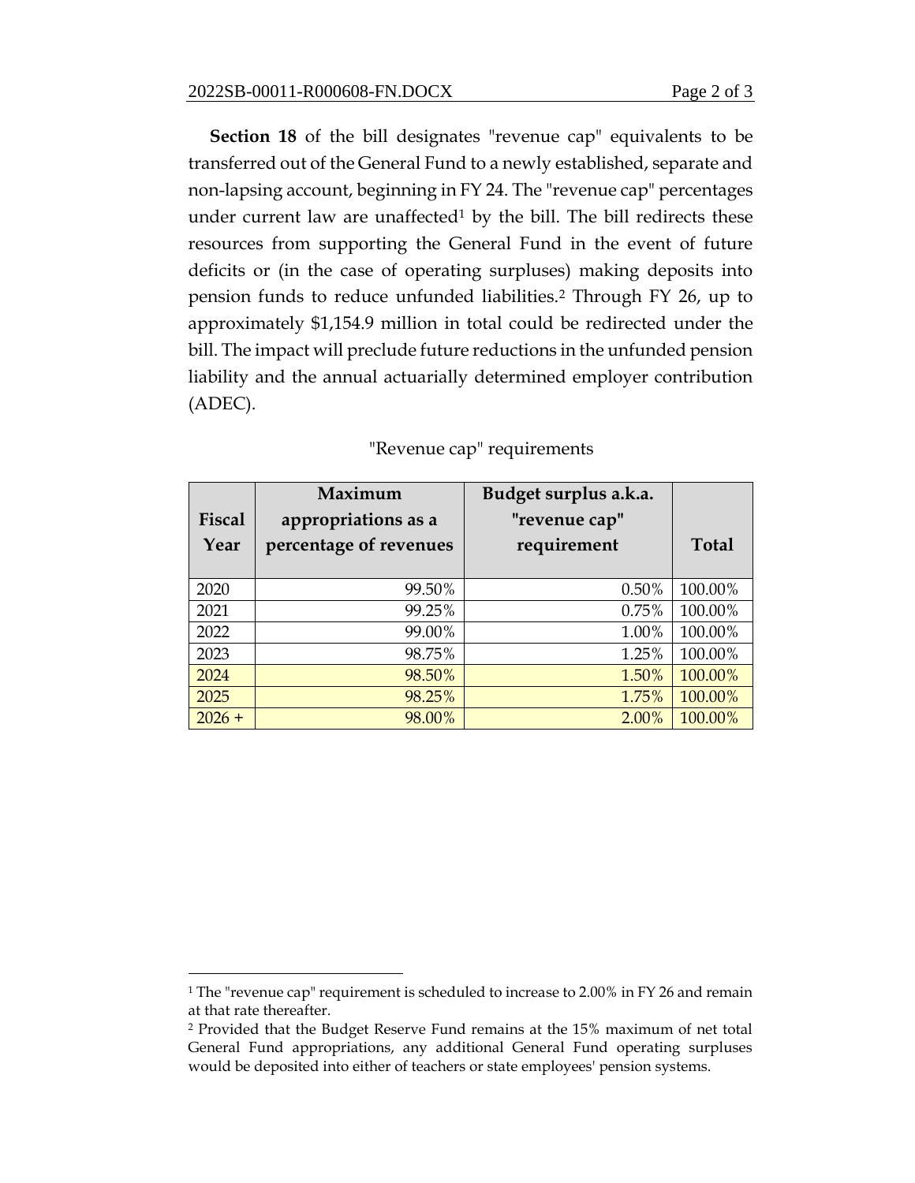**Section 18** of the bill designates "revenue cap" equivalents to be transferred out of the General Fund to a newly established, separate and non-lapsing account, beginning in FY 24. The "revenue cap" percentages under current law are unaffected[1] by the bill. The bill redirects these resources from supporting the General Fund in the event of future deficits or (in the case of operating surpluses) making deposits into pension funds to reduce unfunded liabilities.[2] Through FY 26, up to approximately $1,154.9 million in total could be redirected under the bill. The impact will preclude future reductions in the unfunded pension liability and the annual actuarially determined employer contribution (ADEC).

"Revenue cap" requirements

| Fiscal Year | Maximum appropriations as a percentage of revenues | Budget surplus a.k.a. "revenue cap" requirement | Total |
|---|---|---|---|
| 2020 | 99.50% | 0.50% | 100.00% |
| 2021 | 99.25% | 0.75% | 100.00% |
| 2022 | 99.00% | 1.00% | 100.00% |
| 2023 | 98.75% | 1.25% | 100.00% |
| 2024 | 98.50% | 1.50% | 100.00% |
| 2025 | 98.25% | 1.75% | 100.00% |
| 2026 + | 98.00% | 2.00% | 100.00% |

[1] The "revenue cap" requirement is scheduled to increase to 2.00% in FY 26 and remain at that rate thereafter.

[2] Provided that the Budget Reserve Fund remains at the 15% maximum of net total General Fund appropriations, any additional General Fund operating surpluses would be deposited into either of teachers or state employees' pension systems.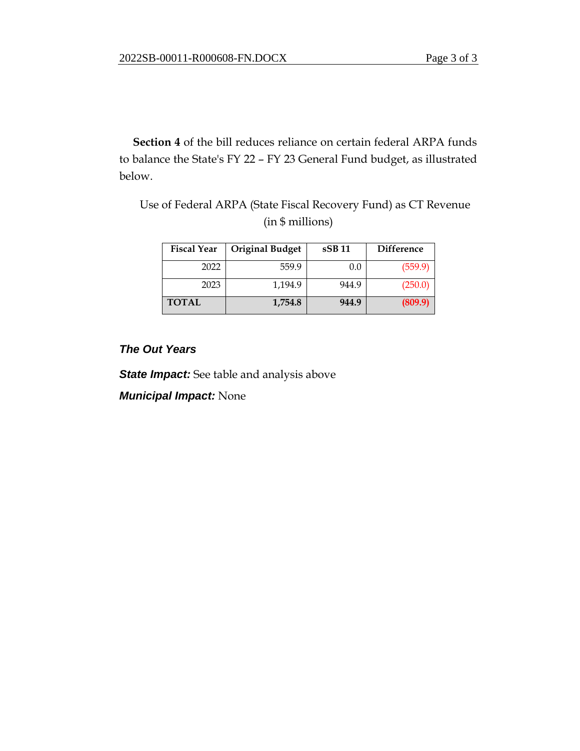**Section 4** of the bill reduces reliance on certain federal ARPA funds to balance the State's FY 22 – FY 23 General Fund budget, as illustrated below.

Use of Federal ARPA (State Fiscal Recovery Fund) as CT Revenue (in $ millions)

| Fiscal Year | Original Budget | sSB 11 | Difference |
|---|---|---|---|
| 2022 | 559.9 | 0.0 | (559.9) |
| 2023 | 1,194.9 | 944.9 | (250.0) |
| **TOTAL** | **1,754.8** | **944.9** | **(809.9)** |

### *The Out Years*

***State Impact:*** See table and analysis above

***Municipal Impact:*** None